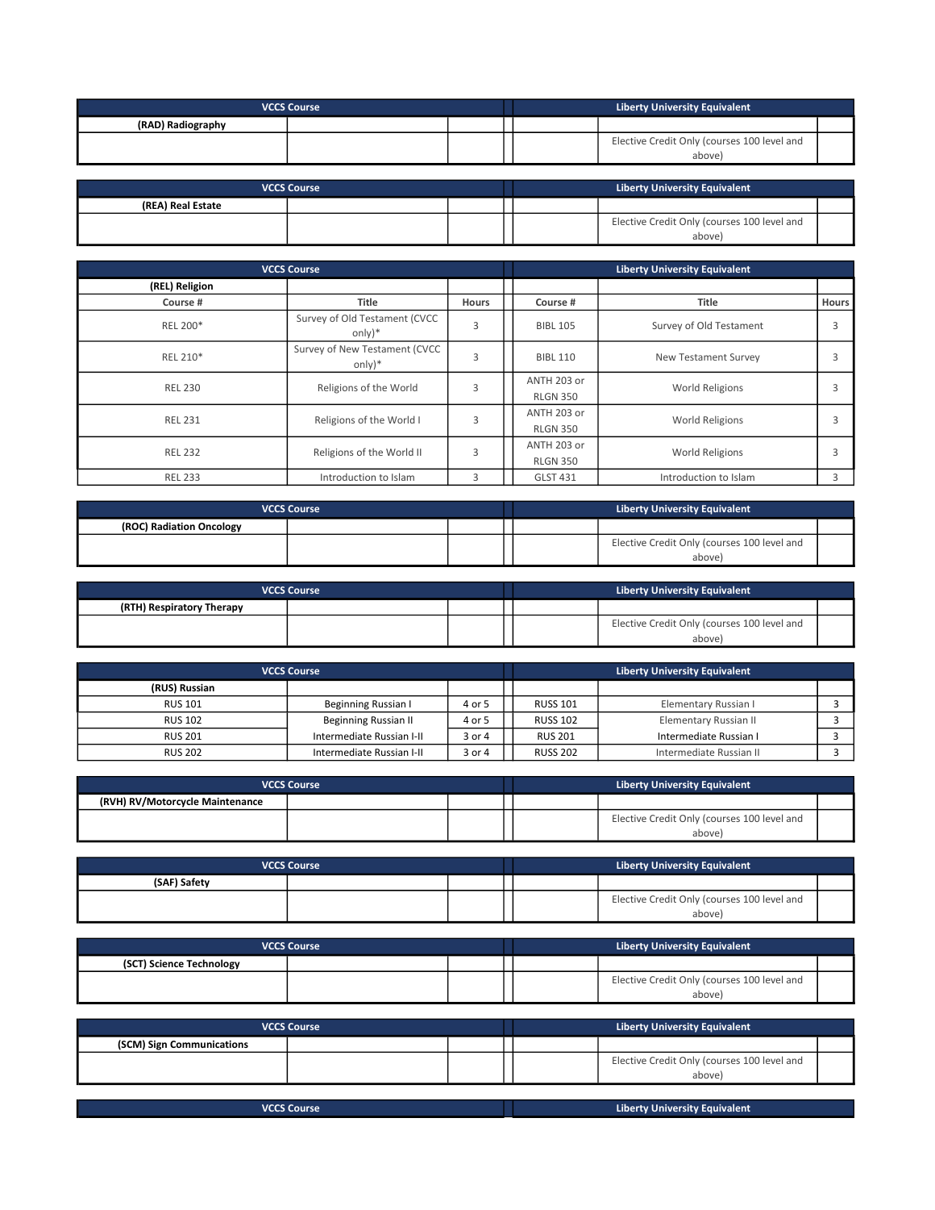| VCCS Course | | | Liberty University Equivalent | | |
|---|---|---|---|---|---|
| **(RAD) Radiography** | | | | | |
| | | | | Elective Credit Only (courses 100 level and above) | |

| VCCS Course | | | Liberty University Equivalent | | |
|---|---|---|---|---|---|
| **(REA) Real Estate** | | | | | |
| | | | | Elective Credit Only (courses 100 level and above) | |

| VCCS Course | | | Liberty University Equivalent | | |
|---|---|---|---|---|---|
| **(REL) Religion** | | | | | |
| Course # | Title | Hours | Course # | Title | Hours |
| REL 200* | Survey of Old Testament (CVCC only)* | 3 | BIBL 105 | Survey of Old Testament | 3 |
| REL 210* | Survey of New Testament (CVCC only)* | 3 | BIBL 110 | New Testament Survey | 3 |
| REL 230 | Religions of the World | 3 | ANTH 203 or RLGN 350 | World Religions | 3 |
| REL 231 | Religions of the World I | 3 | ANTH 203 or RLGN 350 | World Religions | 3 |
| REL 232 | Religions of the World II | 3 | ANTH 203 or RLGN 350 | World Religions | 3 |
| REL 233 | Introduction to Islam | 3 | GLST 431 | Introduction to Islam | 3 |

| VCCS Course | | | Liberty University Equivalent | | |
|---|---|---|---|---|---|
| **(ROC) Radiation Oncology** | | | | | |
| | | | | Elective Credit Only (courses 100 level and above) | |

| VCCS Course | | | Liberty University Equivalent | | |
|---|---|---|---|---|---|
| **(RTH) Respiratory Therapy** | | | | | |
| | | | | Elective Credit Only (courses 100 level and above) | |

| VCCS Course | | | Liberty University Equivalent | | |
|---|---|---|---|---|---|
| **(RUS) Russian** | | | | | |
| RUS 101 | Beginning Russian I | 4 or 5 | RUSS 101 | Elementary Russian I | 3 |
| RUS 102 | Beginning Russian II | 4 or 5 | RUSS 102 | Elementary Russian II | 3 |
| RUS 201 | Intermediate Russian I-II | 3 or 4 | RUS 201 | Intermediate Russian I | 3 |
| RUS 202 | Intermediate Russian I-II | 3 or 4 | RUSS 202 | Intermediate Russian II | 3 |

| VCCS Course | | | Liberty University Equivalent | | |
|---|---|---|---|---|---|
| **(RVH) RV/Motorcycle Maintenance** | | | | | |
| | | | | Elective Credit Only (courses 100 level and above) | |

| VCCS Course | | | Liberty University Equivalent | | |
|---|---|---|---|---|---|
| **(SAF) Safety** | | | | | |
| | | | | Elective Credit Only (courses 100 level and above) | |

| VCCS Course | | | Liberty University Equivalent | | |
|---|---|---|---|---|---|
| **(SCT) Science Technology** | | | | | |
| | | | | Elective Credit Only (courses 100 level and above) | |

| VCCS Course | | | Liberty University Equivalent | | |
|---|---|---|---|---|---|
| **(SCM) Sign Communications** | | | | | |
| | | | | Elective Credit Only (courses 100 level and above) | |

| VCCS Course | | | Liberty University Equivalent | | |
|---|---|---|---|---|---|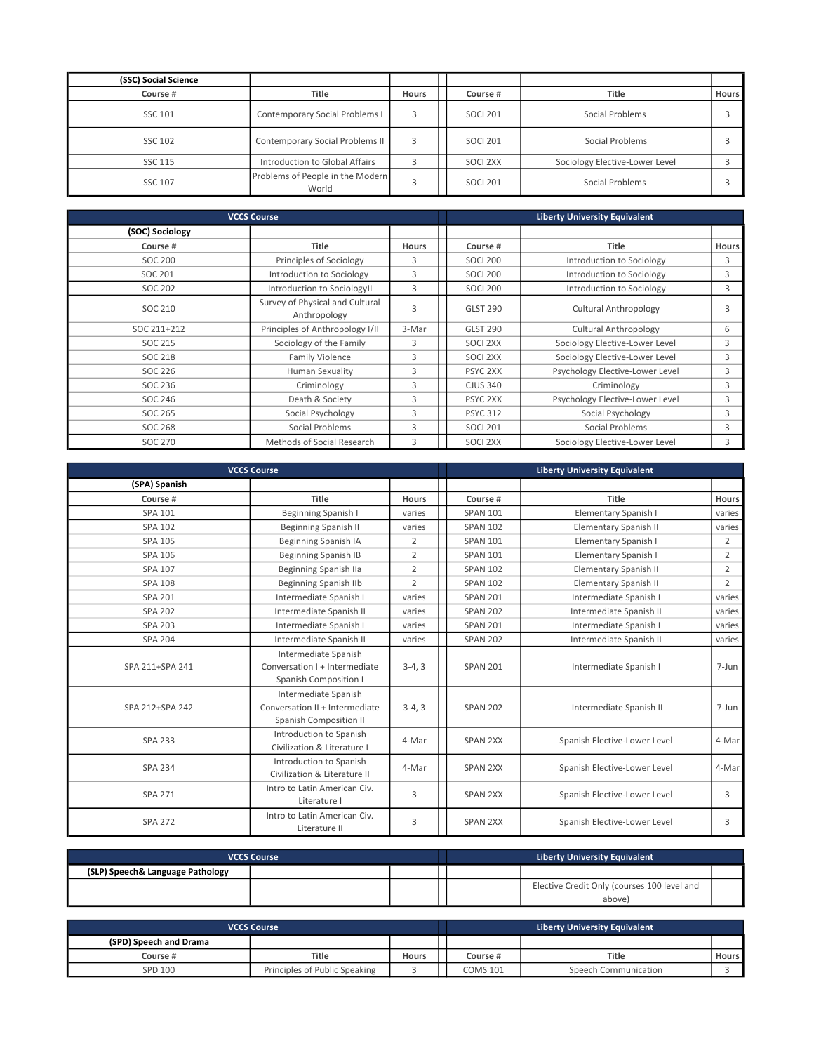| (SSC) Social Science | | | | | |
|---|---|---|---|---|---|
| Course # | Title | Hours | Course # | Title | Hours |
| SSC 101 | Contemporary Social Problems I | 3 | SOCI 201 | Social Problems | 3 |
| SSC 102 | Contemporary Social Problems II | 3 | SOCI 201 | Social Problems | 3 |
| SSC 115 | Introduction to Global Affairs | 3 | SOCI 2XX | Sociology Elective-Lower Level | 3 |
| SSC 107 | Problems of People in the Modern World | 3 | SOCI 201 | Social Problems | 3 |

| VCCS Course | | | Liberty University Equivalent | | |
|---|---|---|---|---|---|
| (SOC) Sociology | | | | | |
| Course # | Title | Hours | Course # | Title | Hours |
| SOC 200 | Principles of Sociology | 3 | SOCI 200 | Introduction to Sociology | 3 |
| SOC 201 | Introduction to Sociology | 3 | SOCI 200 | Introduction to Sociology | 3 |
| SOC 202 | Introduction to SociologyII | 3 | SOCI 200 | Introduction to Sociology | 3 |
| SOC 210 | Survey of Physical and Cultural Anthropology | 3 | GLST 290 | Cultural Anthropology | 3 |
| SOC 211+212 | Principles of Anthropology I/II | 3-Mar | GLST 290 | Cultural Anthropology | 6 |
| SOC 215 | Sociology of the Family | 3 | SOCI 2XX | Sociology Elective-Lower Level | 3 |
| SOC 218 | Family Violence | 3 | SOCI 2XX | Sociology Elective-Lower Level | 3 |
| SOC 226 | Human Sexuality | 3 | PSYC 2XX | Psychology Elective-Lower Level | 3 |
| SOC 236 | Criminology | 3 | CJUS 340 | Criminology | 3 |
| SOC 246 | Death & Society | 3 | PSYC 2XX | Psychology Elective-Lower Level | 3 |
| SOC 265 | Social Psychology | 3 | PSYC 312 | Social Psychology | 3 |
| SOC 268 | Social Problems | 3 | SOCI 201 | Social Problems | 3 |
| SOC 270 | Methods of Social Research | 3 | SOCI 2XX | Sociology Elective-Lower Level | 3 |

| VCCS Course | | | Liberty University Equivalent | | |
|---|---|---|---|---|---|
| (SPA) Spanish | | | | | |
| Course # | Title | Hours | Course # | Title | Hours |
| SPA 101 | Beginning Spanish I | varies | SPAN 101 | Elementary Spanish I | varies |
| SPA 102 | Beginning Spanish II | varies | SPAN 102 | Elementary Spanish II | varies |
| SPA 105 | Beginning Spanish IA | 2 | SPAN 101 | Elementary Spanish I | 2 |
| SPA 106 | Beginning Spanish IB | 2 | SPAN 101 | Elementary Spanish I | 2 |
| SPA 107 | Beginning Spanish IIa | 2 | SPAN 102 | Elementary Spanish II | 2 |
| SPA 108 | Beginning Spanish IIb | 2 | SPAN 102 | Elementary Spanish II | 2 |
| SPA 201 | Intermediate Spanish I | varies | SPAN 201 | Intermediate Spanish I | varies |
| SPA 202 | Intermediate Spanish II | varies | SPAN 202 | Intermediate Spanish II | varies |
| SPA 203 | Intermediate Spanish I | varies | SPAN 201 | Intermediate Spanish I | varies |
| SPA 204 | Intermediate Spanish II | varies | SPAN 202 | Intermediate Spanish II | varies |
| SPA 211+SPA 241 | Intermediate Spanish Conversation I + Intermediate Spanish Composition I | 3-4, 3 | SPAN 201 | Intermediate Spanish I | 7-Jun |
| SPA 212+SPA 242 | Intermediate Spanish Conversation II + Intermediate Spanish Composition II | 3-4, 3 | SPAN 202 | Intermediate Spanish II | 7-Jun |
| SPA 233 | Introduction to Spanish Civilization & Literature I | 4-Mar | SPAN 2XX | Spanish Elective-Lower Level | 4-Mar |
| SPA 234 | Introduction to Spanish Civilization & Literature II | 4-Mar | SPAN 2XX | Spanish Elective-Lower Level | 4-Mar |
| SPA 271 | Intro to Latin American Civ. Literature I | 3 | SPAN 2XX | Spanish Elective-Lower Level | 3 |
| SPA 272 | Intro to Latin American Civ. Literature II | 3 | SPAN 2XX | Spanish Elective-Lower Level | 3 |

| VCCS Course | | | Liberty University Equivalent | | |
|---|---|---|---|---|---|
| (SLP) Speech& Language Pathology | | | | | |
| | | | | Elective Credit Only (courses 100 level and above) | |

| VCCS Course | | | Liberty University Equivalent | | |
|---|---|---|---|---|---|
| (SPD) Speech and Drama | | | | | |
| Course # | Title | Hours | Course # | Title | Hours |
| SPD 100 | Principles of Public Speaking | 3 | COMS 101 | Speech Communication | 3 |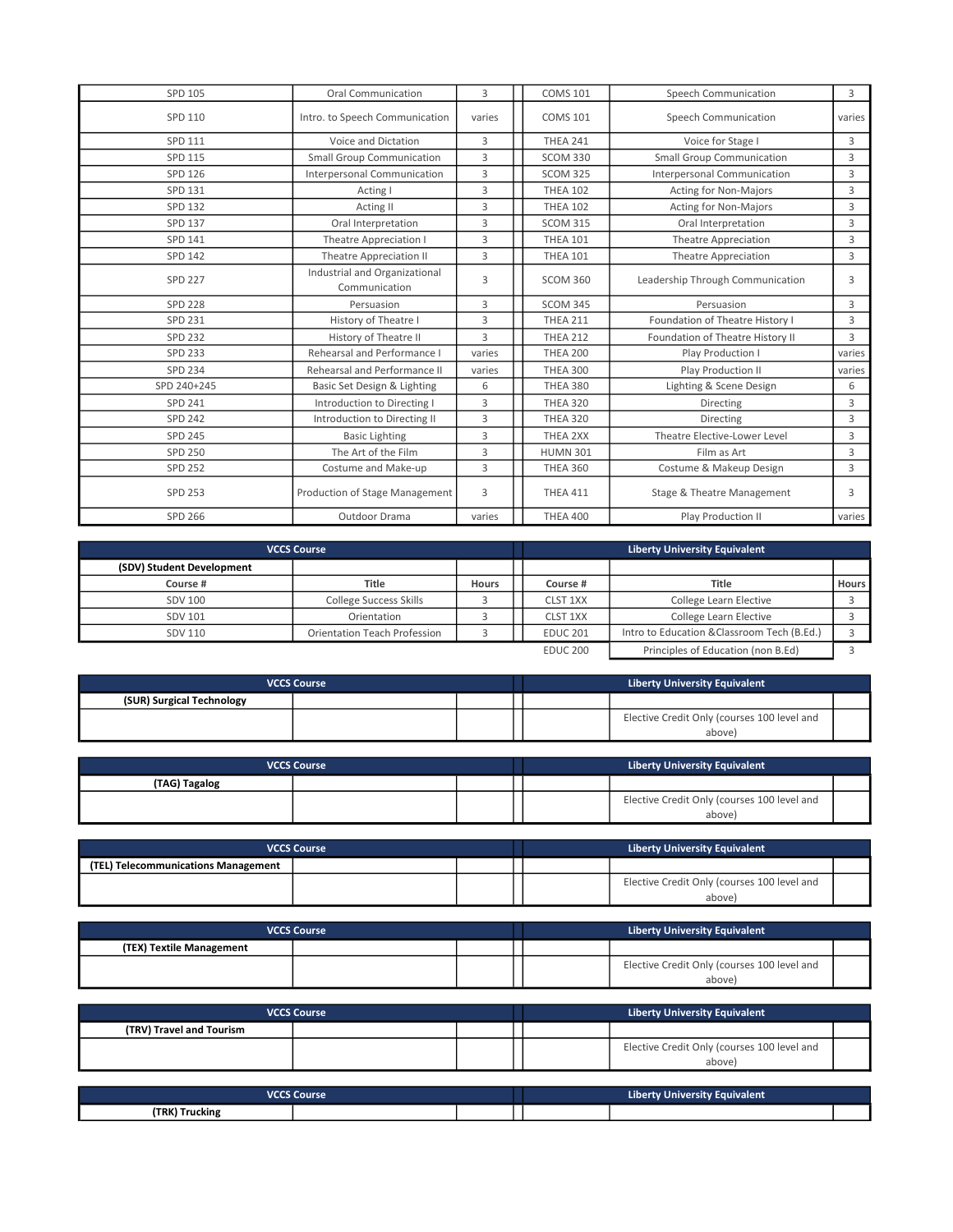| VCCS Course | | | | Liberty University Equivalent | |
|---|---|---|---|---|---|
| SPD 105 | Oral Communication | 3 | COMS 101 | Speech Communication | 3 |
| SPD 110 | Intro. to Speech Communication | varies | COMS 101 | Speech Communication | varies |
| SPD 111 | Voice and Dictation | 3 | THEA 241 | Voice for Stage I | 3 |
| SPD 115 | Small Group Communication | 3 | SCOM 330 | Small Group Communication | 3 |
| SPD 126 | Interpersonal Communication | 3 | SCOM 325 | Interpersonal Communication | 3 |
| SPD 131 | Acting I | 3 | THEA 102 | Acting for Non-Majors | 3 |
| SPD 132 | Acting II | 3 | THEA 102 | Acting for Non-Majors | 3 |
| SPD 137 | Oral Interpretation | 3 | SCOM 315 | Oral Interpretation | 3 |
| SPD 141 | Theatre Appreciation I | 3 | THEA 101 | Theatre Appreciation | 3 |
| SPD 142 | Theatre Appreciation II | 3 | THEA 101 | Theatre Appreciation | 3 |
| SPD 227 | Industrial and Organizational Communication | 3 | SCOM 360 | Leadership Through Communication | 3 |
| SPD 228 | Persuasion | 3 | SCOM 345 | Persuasion | 3 |
| SPD 231 | History of Theatre I | 3 | THEA 211 | Foundation of Theatre History I | 3 |
| SPD 232 | History of Theatre II | 3 | THEA 212 | Foundation of Theatre History II | 3 |
| SPD 233 | Rehearsal and Performance I | varies | THEA 200 | Play Production I | varies |
| SPD 234 | Rehearsal and Performance II | varies | THEA 300 | Play Production II | varies |
| SPD 240+245 | Basic Set Design & Lighting | 6 | THEA 380 | Lighting & Scene Design | 6 |
| SPD 241 | Introduction to Directing I | 3 | THEA 320 | Directing | 3 |
| SPD 242 | Introduction to Directing II | 3 | THEA 320 | Directing | 3 |
| SPD 245 | Basic Lighting | 3 | THEA 2XX | Theatre Elective-Lower Level | 3 |
| SPD 250 | The Art of the Film | 3 | HUMN 301 | Film as Art | 3 |
| SPD 252 | Costume and Make-up | 3 | THEA 360 | Costume & Makeup Design | 3 |
| SPD 253 | Production of Stage Management | 3 | THEA 411 | Stage & Theatre Management | 3 |
| SPD 266 | Outdoor Drama | varies | THEA 400 | Play Production II | varies |

| VCCS Course | | | Liberty University Equivalent | | |
|---|---|---|---|---|---|
| **(SDV) Student Development** | | | | | |
| **Course #** | **Title** | **Hours** | **Course #** | **Title** | **Hours** |
| SDV 100 | College Success Skills | 3 | CLST 1XX | College Learn Elective | 3 |
| SDV 101 | Orientation | 3 | CLST 1XX | College Learn Elective | 3 |
| SDV 110 | Orientation Teach Profession | 3 | EDUC 201 | Intro to Education &Classroom Tech (B.Ed.) | 3 |
| | | | EDUC 200 | Principles of Education (non B.Ed) | 3 |

| VCCS Course | | | Liberty University Equivalent | | |
|---|---|---|---|---|---|
| **(SUR) Surgical Technology** | | | | | |
| | | | | Elective Credit Only (courses 100 level and above) | |

| VCCS Course | | | Liberty University Equivalent | | |
|---|---|---|---|---|---|
| **(TAG) Tagalog** | | | | | |
| | | | | Elective Credit Only (courses 100 level and above) | |

| VCCS Course | | | Liberty University Equivalent | | |
|---|---|---|---|---|---|
| **(TEL) Telecommunications Management** | | | | | |
| | | | | Elective Credit Only (courses 100 level and above) | |

| VCCS Course | | | Liberty University Equivalent | | |
|---|---|---|---|---|---|
| **(TEX) Textile Management** | | | | | |
| | | | | Elective Credit Only (courses 100 level and above) | |

| VCCS Course | | | Liberty University Equivalent | | |
|---|---|---|---|---|---|
| **(TRV) Travel and Tourism** | | | | | |
| | | | | Elective Credit Only (courses 100 level and above) | |

| VCCS Course | | | Liberty University Equivalent | | |
|---|---|---|---|---|---|
| **(TRK) Trucking** | | | | | |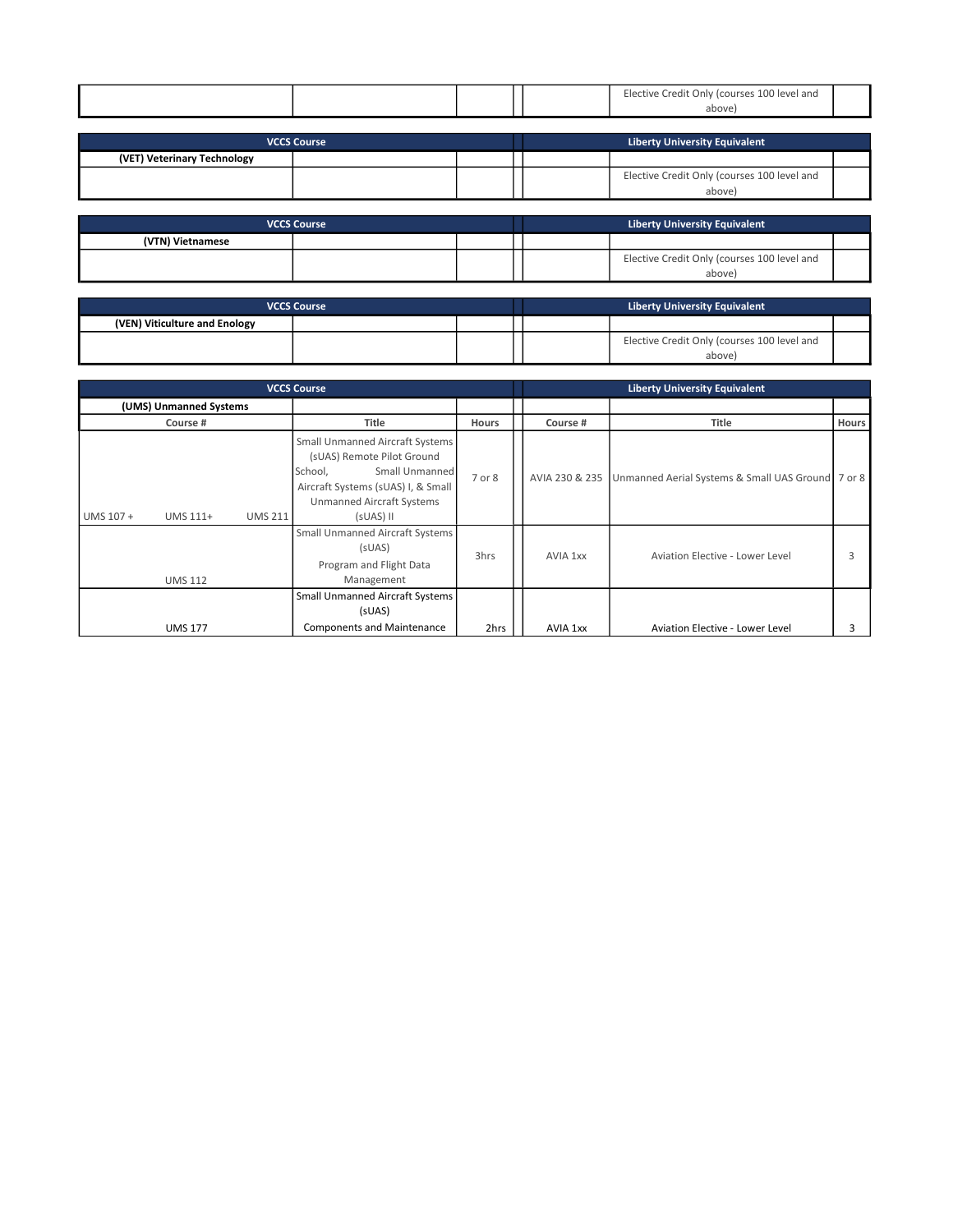| | | | | | | |
|---|---|---|---|---|---|---|
| | | | | | Elective Credit Only (courses 100 level and above) | |

| VCCS Course | | | | Liberty University Equivalent | | |
|---|---|---|---|---|---|---|
| **(VET) Veterinary Technology** | | | | | | |
| | | | | | Elective Credit Only (courses 100 level and above) | |

| VCCS Course | | | | Liberty University Equivalent | | |
|---|---|---|---|---|---|---|
| **(VTN) Vietnamese** | | | | | | |
| | | | | | Elective Credit Only (courses 100 level and above) | |

| VCCS Course | | | | Liberty University Equivalent | | |
|---|---|---|---|---|---|---|
| **(VEN) Viticulture and Enology** | | | | | | |
| | | | | | Elective Credit Only (courses 100 level and above) | |

| VCCS Course | | | | Liberty University Equivalent | | |
|---|---|---|---|---|---|---|
| **(UMS) Unmanned Systems** | | | | | | |
| **Course #** | **Title** | **Hours** | | **Course #** | **Title** | **Hours** |
| UMS 107 + UMS 111+ UMS 211 | Small Unmanned Aircraft Systems (sUAS) Remote Pilot Ground School, Small Unmanned Aircraft Systems (sUAS) I, & Small Unmanned Aircraft Systems (sUAS) II | 7 or 8 | | AVIA 230 & 235 | Unmanned Aerial Systems & Small UAS Ground | 7 or 8 |
| UMS 112 | Small Unmanned Aircraft Systems (sUAS) Program and Flight Data Management | 3hrs | | AVIA 1xx | Aviation Elective - Lower Level | 3 |
| UMS 177 | Small Unmanned Aircraft Systems (sUAS) Components and Maintenance | 2hrs | | AVIA 1xx | Aviation Elective - Lower Level | 3 |